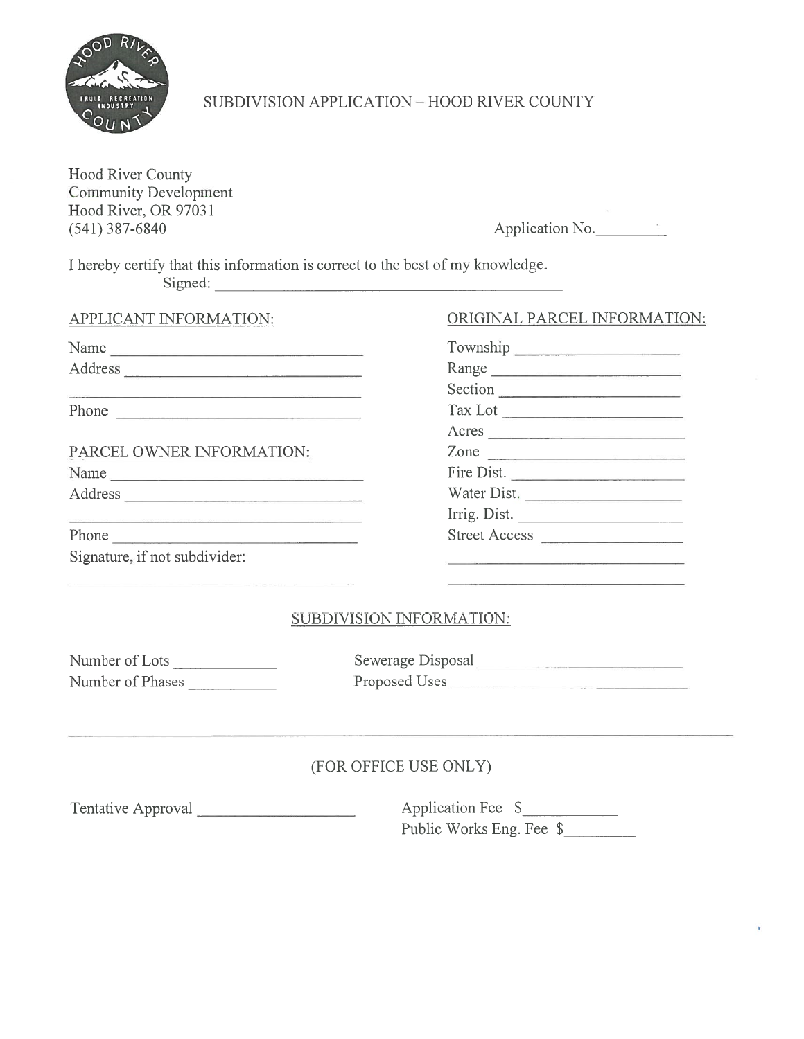# SUBDIVISION APPLICATION – HOOD RIVER COUNTY

Hood River County
Community Development
Hood River, OR 97031
(541) 387-6840

Application No.________

I hereby certify that this information is correct to the best of my knowledge.

Signed: ______________________________________________

**APPLICANT INFORMATION:**

Name ______________________________
Address ______________________________
______________________________
Phone ______________________________

**PARCEL OWNER INFORMATION:**

Name ______________________________
Address ______________________________
______________________________
Phone ______________________________
Signature, if not subdivider:
______________________________

**ORIGINAL PARCEL INFORMATION:**

Township ____________________
Range ____________________
Section ____________________
Tax Lot ____________________
Acres ____________________
Zone ____________________
Fire Dist. ____________________
Water Dist. ____________________
Irrig. Dist. ____________________
Street Access ____________________
____________________
____________________

**SUBDIVISION INFORMATION:**

Number of Lots ____________
Number of Phases ____________
Sewerage Disposal ____________________
Proposed Uses ____________________

---

(FOR OFFICE USE ONLY)

Tentative Approval ____________________

Application Fee $__________
Public Works Eng. Fee $________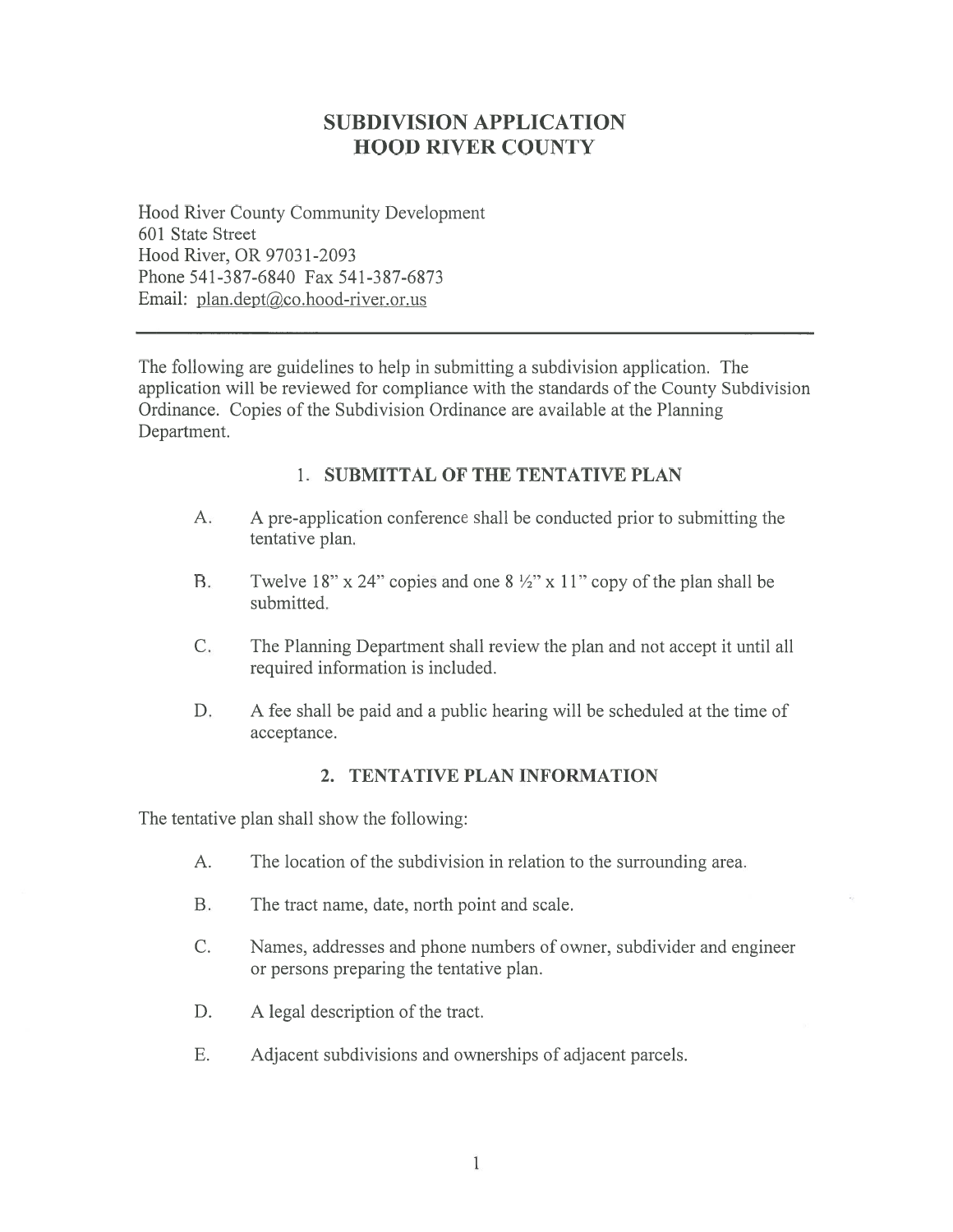# SUBDIVISION APPLICATION
# HOOD RIVER COUNTY

Hood River County Community Development
601 State Street
Hood River, OR 97031-2093
Phone 541-387-6840 Fax 541-387-6873
Email: plan.dept@co.hood-river.or.us

---

The following are guidelines to help in submitting a subdivision application. The application will be reviewed for compliance with the standards of the County Subdivision Ordinance. Copies of the Subdivision Ordinance are available at the Planning Department.

## 1. SUBMITTAL OF THE TENTATIVE PLAN

A. A pre-application conference shall be conducted prior to submitting the tentative plan.

B. Twelve 18" x 24" copies and one 8 ½" x 11" copy of the plan shall be submitted.

C. The Planning Department shall review the plan and not accept it until all required information is included.

D. A fee shall be paid and a public hearing will be scheduled at the time of acceptance.

## 2. TENTATIVE PLAN INFORMATION

The tentative plan shall show the following:

A. The location of the subdivision in relation to the surrounding area.

B. The tract name, date, north point and scale.

C. Names, addresses and phone numbers of owner, subdivider and engineer or persons preparing the tentative plan.

D. A legal description of the tract.

E. Adjacent subdivisions and ownerships of adjacent parcels.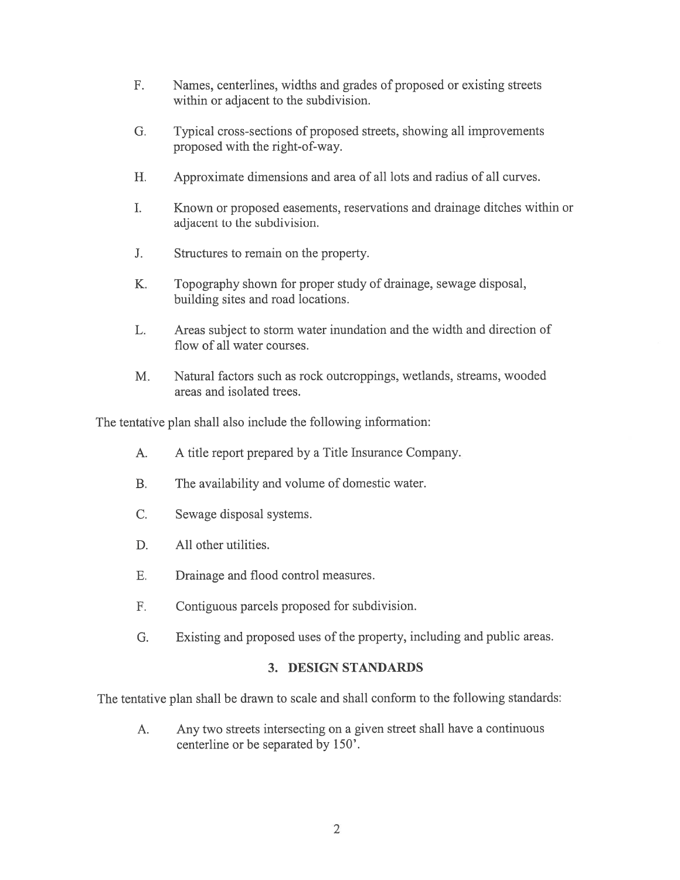F. Names, centerlines, widths and grades of proposed or existing streets within or adjacent to the subdivision.

G. Typical cross-sections of proposed streets, showing all improvements proposed with the right-of-way.

H. Approximate dimensions and area of all lots and radius of all curves.

I. Known or proposed easements, reservations and drainage ditches within or adjacent to the subdivision.

J. Structures to remain on the property.

K. Topography shown for proper study of drainage, sewage disposal, building sites and road locations.

L. Areas subject to storm water inundation and the width and direction of flow of all water courses.

M. Natural factors such as rock outcroppings, wetlands, streams, wooded areas and isolated trees.

The tentative plan shall also include the following information:

A. A title report prepared by a Title Insurance Company.

B. The availability and volume of domestic water.

C. Sewage disposal systems.

D. All other utilities.

E. Drainage and flood control measures.

F. Contiguous parcels proposed for subdivision.

G. Existing and proposed uses of the property, including and public areas.

## 3. DESIGN STANDARDS

The tentative plan shall be drawn to scale and shall conform to the following standards:

A. Any two streets intersecting on a given street shall have a continuous centerline or be separated by 150'.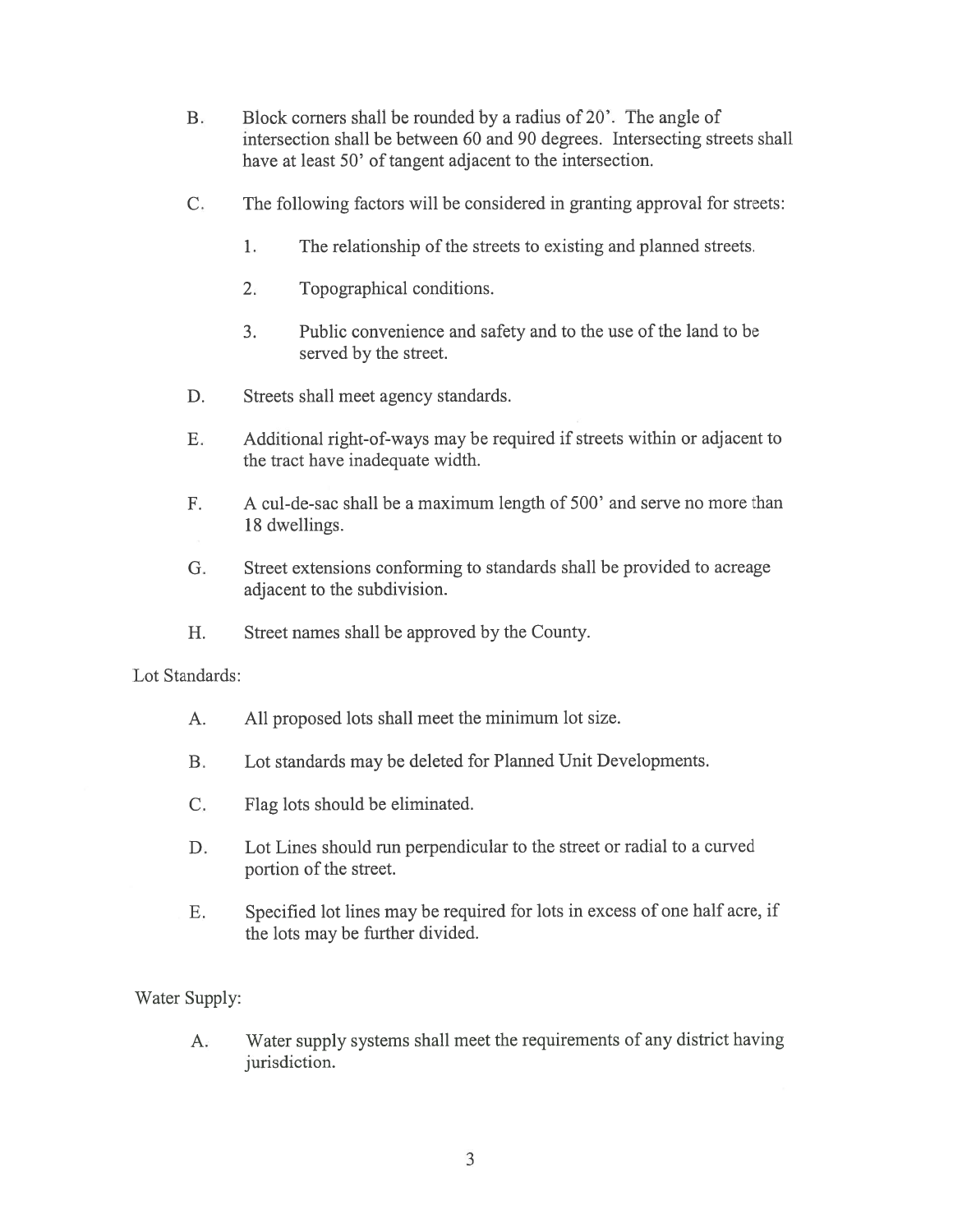B. Block corners shall be rounded by a radius of 20'. The angle of intersection shall be between 60 and 90 degrees. Intersecting streets shall have at least 50' of tangent adjacent to the intersection.

C. The following factors will be considered in granting approval for streets:

   1. The relationship of the streets to existing and planned streets.

   2. Topographical conditions.

   3. Public convenience and safety and to the use of the land to be served by the street.

D. Streets shall meet agency standards.

E. Additional right-of-ways may be required if streets within or adjacent to the tract have inadequate width.

F. A cul-de-sac shall be a maximum length of 500' and serve no more than 18 dwellings.

G. Street extensions conforming to standards shall be provided to acreage adjacent to the subdivision.

H. Street names shall be approved by the County.

Lot Standards:

A. All proposed lots shall meet the minimum lot size.

B. Lot standards may be deleted for Planned Unit Developments.

C. Flag lots should be eliminated.

D. Lot Lines should run perpendicular to the street or radial to a curved portion of the street.

E. Specified lot lines may be required for lots in excess of one half acre, if the lots may be further divided.

Water Supply:

A. Water supply systems shall meet the requirements of any district having jurisdiction.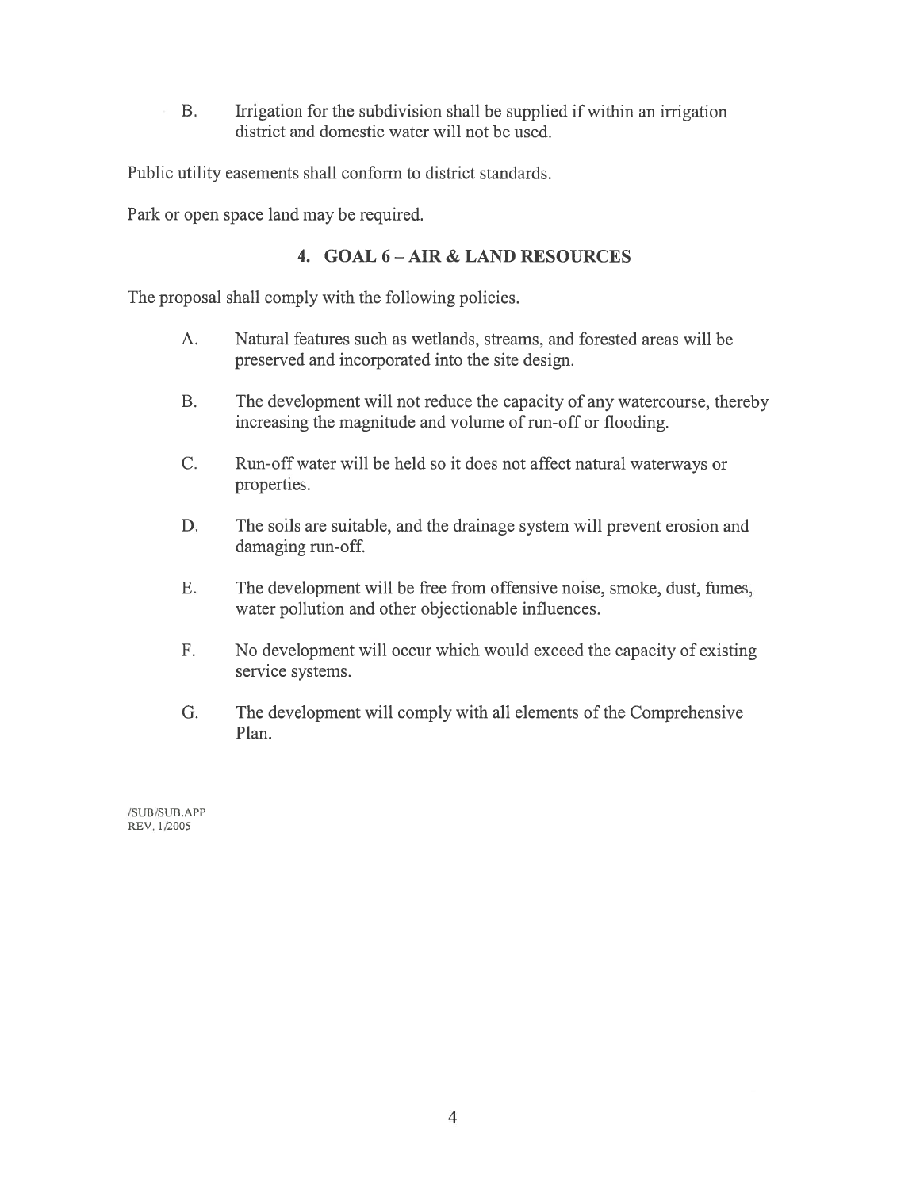B. Irrigation for the subdivision shall be supplied if within an irrigation district and domestic water will not be used.

Public utility easements shall conform to district standards.

Park or open space land may be required.

## 4. GOAL 6 – AIR & LAND RESOURCES

The proposal shall comply with the following policies.

A. Natural features such as wetlands, streams, and forested areas will be preserved and incorporated into the site design.

B. The development will not reduce the capacity of any watercourse, thereby increasing the magnitude and volume of run-off or flooding.

C. Run-off water will be held so it does not affect natural waterways or properties.

D. The soils are suitable, and the drainage system will prevent erosion and damaging run-off.

E. The development will be free from offensive noise, smoke, dust, fumes, water pollution and other objectionable influences.

F. No development will occur which would exceed the capacity of existing service systems.

G. The development will comply with all elements of the Comprehensive Plan.

/SUB/SUB.APP
REV. 1/2005